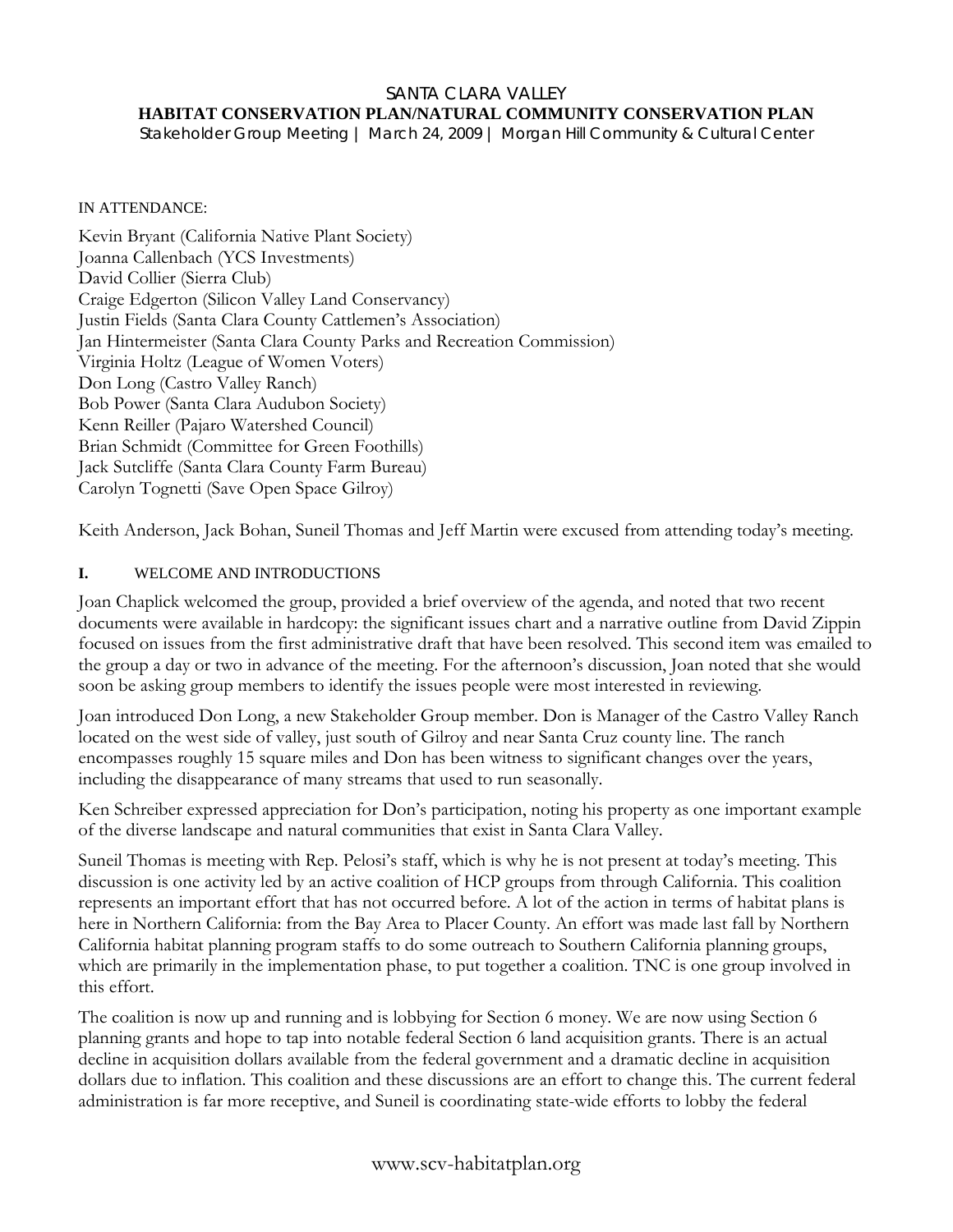# SANTA CLARA VALLEY
## HABITAT CONSERVATION PLAN/NATURAL COMMUNITY CONSERVATION PLAN
Stakeholder Group Meeting | March 24, 2009 | Morgan Hill Community & Cultural Center

IN ATTENDANCE:

Kevin Bryant (California Native Plant Society)
Joanna Callenbach (YCS Investments)
David Collier (Sierra Club)
Craige Edgerton (Silicon Valley Land Conservancy)
Justin Fields (Santa Clara County Cattlemen's Association)
Jan Hintermeister (Santa Clara County Parks and Recreation Commission)
Virginia Holtz (League of Women Voters)
Don Long (Castro Valley Ranch)
Bob Power (Santa Clara Audubon Society)
Kenn Reiller (Pajaro Watershed Council)
Brian Schmidt (Committee for Green Foothills)
Jack Sutcliffe (Santa Clara County Farm Bureau)
Carolyn Tognetti (Save Open Space Gilroy)

Keith Anderson, Jack Bohan, Suneil Thomas and Jeff Martin were excused from attending today's meeting.

## I. WELCOME AND INTRODUCTIONS

Joan Chaplick welcomed the group, provided a brief overview of the agenda, and noted that two recent documents were available in hardcopy: the significant issues chart and a narrative outline from David Zippin focused on issues from the first administrative draft that have been resolved. This second item was emailed to the group a day or two in advance of the meeting. For the afternoon's discussion, Joan noted that she would soon be asking group members to identify the issues people were most interested in reviewing.

Joan introduced Don Long, a new Stakeholder Group member. Don is Manager of the Castro Valley Ranch located on the west side of valley, just south of Gilroy and near Santa Cruz county line. The ranch encompasses roughly 15 square miles and Don has been witness to significant changes over the years, including the disappearance of many streams that used to run seasonally.

Ken Schreiber expressed appreciation for Don's participation, noting his property as one important example of the diverse landscape and natural communities that exist in Santa Clara Valley.

Suneil Thomas is meeting with Rep. Pelosi's staff, which is why he is not present at today's meeting. This discussion is one activity led by an active coalition of HCP groups from through California. This coalition represents an important effort that has not occurred before. A lot of the action in terms of habitat plans is here in Northern California: from the Bay Area to Placer County. An effort was made last fall by Northern California habitat planning program staffs to do some outreach to Southern California planning groups, which are primarily in the implementation phase, to put together a coalition. TNC is one group involved in this effort.

The coalition is now up and running and is lobbying for Section 6 money. We are now using Section 6 planning grants and hope to tap into notable federal Section 6 land acquisition grants. There is an actual decline in acquisition dollars available from the federal government and a dramatic decline in acquisition dollars due to inflation. This coalition and these discussions are an effort to change this. The current federal administration is far more receptive, and Suneil is coordinating state-wide efforts to lobby the federal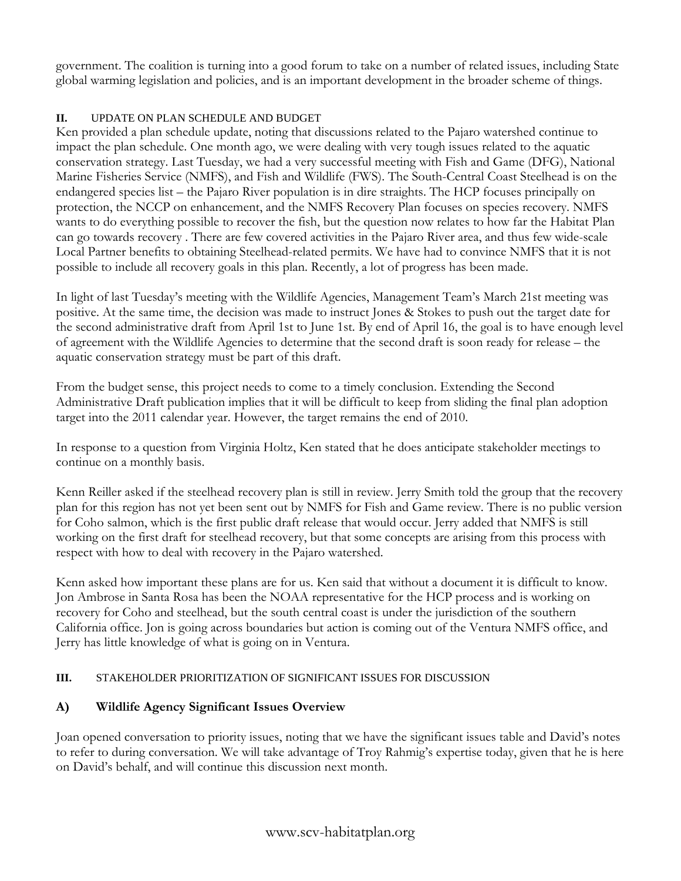government. The coalition is turning into a good forum to take on a number of related issues, including State global warming legislation and policies, and is an important development in the broader scheme of things.

## II. UPDATE ON PLAN SCHEDULE AND BUDGET

Ken provided a plan schedule update, noting that discussions related to the Pajaro watershed continue to impact the plan schedule. One month ago, we were dealing with very tough issues related to the aquatic conservation strategy. Last Tuesday, we had a very successful meeting with Fish and Game (DFG), National Marine Fisheries Service (NMFS), and Fish and Wildlife (FWS). The South-Central Coast Steelhead is on the endangered species list – the Pajaro River population is in dire straights. The HCP focuses principally on protection, the NCCP on enhancement, and the NMFS Recovery Plan focuses on species recovery. NMFS wants to do everything possible to recover the fish, but the question now relates to how far the Habitat Plan can go towards recovery . There are few covered activities in the Pajaro River area, and thus few wide-scale Local Partner benefits to obtaining Steelhead-related permits. We have had to convince NMFS that it is not possible to include all recovery goals in this plan. Recently, a lot of progress has been made.

In light of last Tuesday's meeting with the Wildlife Agencies, Management Team's March 21st meeting was positive. At the same time, the decision was made to instruct Jones & Stokes to push out the target date for the second administrative draft from April 1st to June 1st. By end of April 16, the goal is to have enough level of agreement with the Wildlife Agencies to determine that the second draft is soon ready for release – the aquatic conservation strategy must be part of this draft.

From the budget sense, this project needs to come to a timely conclusion. Extending the Second Administrative Draft publication implies that it will be difficult to keep from sliding the final plan adoption target into the 2011 calendar year. However, the target remains the end of 2010.

In response to a question from Virginia Holtz, Ken stated that he does anticipate stakeholder meetings to continue on a monthly basis.

Kenn Reiller asked if the steelhead recovery plan is still in review. Jerry Smith told the group that the recovery plan for this region has not yet been sent out by NMFS for Fish and Game review. There is no public version for Coho salmon, which is the first public draft release that would occur. Jerry added that NMFS is still working on the first draft for steelhead recovery, but that some concepts are arising from this process with respect with how to deal with recovery in the Pajaro watershed.

Kenn asked how important these plans are for us. Ken said that without a document it is difficult to know. Jon Ambrose in Santa Rosa has been the NOAA representative for the HCP process and is working on recovery for Coho and steelhead, but the south central coast is under the jurisdiction of the southern California office. Jon is going across boundaries but action is coming out of the Ventura NMFS office, and Jerry has little knowledge of what is going on in Ventura.

## III. STAKEHOLDER PRIORITIZATION OF SIGNIFICANT ISSUES FOR DISCUSSION

### A) Wildlife Agency Significant Issues Overview

Joan opened conversation to priority issues, noting that we have the significant issues table and David's notes to refer to during conversation. We will take advantage of Troy Rahmig's expertise today, given that he is here on David's behalf, and will continue this discussion next month.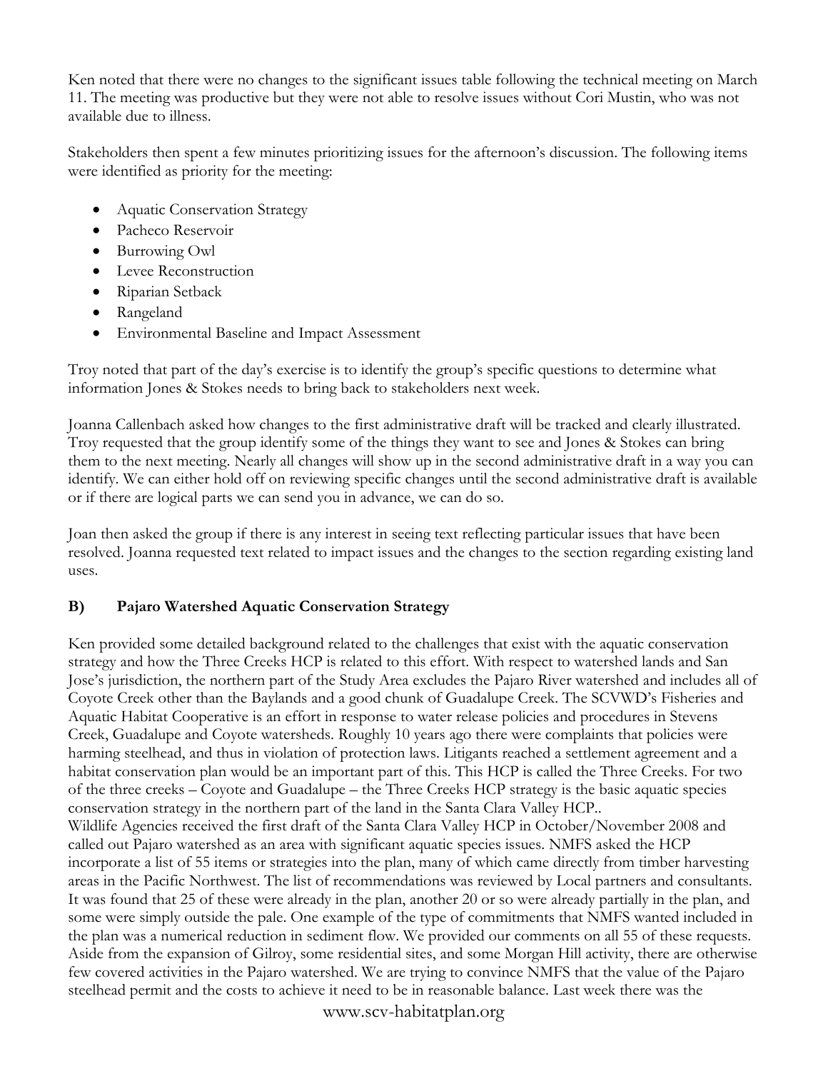Ken noted that there were no changes to the significant issues table following the technical meeting on March 11. The meeting was productive but they were not able to resolve issues without Cori Mustin, who was not available due to illness.

Stakeholders then spent a few minutes prioritizing issues for the afternoon's discussion. The following items were identified as priority for the meeting:

- Aquatic Conservation Strategy
- Pacheco Reservoir
- Burrowing Owl
- Levee Reconstruction
- Riparian Setback
- Rangeland
- Environmental Baseline and Impact Assessment

Troy noted that part of the day's exercise is to identify the group's specific questions to determine what information Jones & Stokes needs to bring back to stakeholders next week.

Joanna Callenbach asked how changes to the first administrative draft will be tracked and clearly illustrated. Troy requested that the group identify some of the things they want to see and Jones & Stokes can bring them to the next meeting. Nearly all changes will show up in the second administrative draft in a way you can identify. We can either hold off on reviewing specific changes until the second administrative draft is available or if there are logical parts we can send you in advance, we can do so.

Joan then asked the group if there is any interest in seeing text reflecting particular issues that have been resolved. Joanna requested text related to impact issues and the changes to the section regarding existing land uses.

## B) Pajaro Watershed Aquatic Conservation Strategy

Ken provided some detailed background related to the challenges that exist with the aquatic conservation strategy and how the Three Creeks HCP is related to this effort. With respect to watershed lands and San Jose's jurisdiction, the northern part of the Study Area excludes the Pajaro River watershed and includes all of Coyote Creek other than the Baylands and a good chunk of Guadalupe Creek. The SCVWD's Fisheries and Aquatic Habitat Cooperative is an effort in response to water release policies and procedures in Stevens Creek, Guadalupe and Coyote watersheds. Roughly 10 years ago there were complaints that policies were harming steelhead, and thus in violation of protection laws. Litigants reached a settlement agreement and a habitat conservation plan would be an important part of this. This HCP is called the Three Creeks. For two of the three creeks – Coyote and Guadalupe – the Three Creeks HCP strategy is the basic aquatic species conservation strategy in the northern part of the land in the Santa Clara Valley HCP..
Wildlife Agencies received the first draft of the Santa Clara Valley HCP in October/November 2008 and called out Pajaro watershed as an area with significant aquatic species issues. NMFS asked the HCP incorporate a list of 55 items or strategies into the plan, many of which came directly from timber harvesting areas in the Pacific Northwest. The list of recommendations was reviewed by Local partners and consultants. It was found that 25 of these were already in the plan, another 20 or so were already partially in the plan, and some were simply outside the pale. One example of the type of commitments that NMFS wanted included in the plan was a numerical reduction in sediment flow. We provided our comments on all 55 of these requests. Aside from the expansion of Gilroy, some residential sites, and some Morgan Hill activity, there are otherwise few covered activities in the Pajaro watershed. We are trying to convince NMFS that the value of the Pajaro steelhead permit and the costs to achieve it need to be in reasonable balance. Last week there was the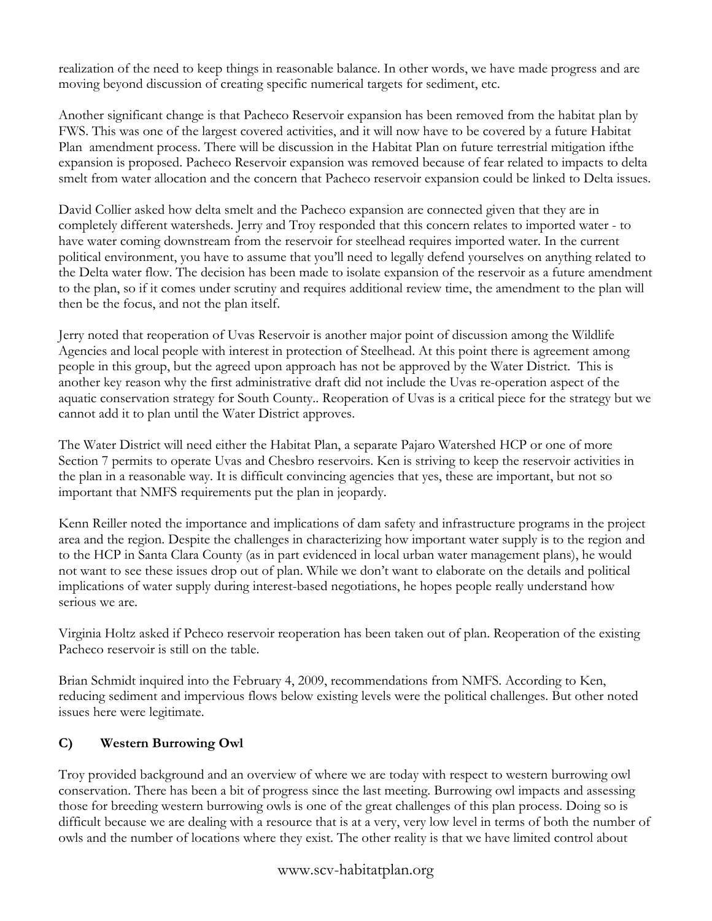realization of the need to keep things in reasonable balance. In other words, we have made progress and are moving beyond discussion of creating specific numerical targets for sediment, etc.

Another significant change is that Pacheco Reservoir expansion has been removed from the habitat plan by FWS. This was one of the largest covered activities, and it will now have to be covered by a future Habitat Plan amendment process. There will be discussion in the Habitat Plan on future terrestrial mitigation ifthe expansion is proposed. Pacheco Reservoir expansion was removed because of fear related to impacts to delta smelt from water allocation and the concern that Pacheco reservoir expansion could be linked to Delta issues.

David Collier asked how delta smelt and the Pacheco expansion are connected given that they are in completely different watersheds. Jerry and Troy responded that this concern relates to imported water - to have water coming downstream from the reservoir for steelhead requires imported water. In the current political environment, you have to assume that you'll need to legally defend yourselves on anything related to the Delta water flow. The decision has been made to isolate expansion of the reservoir as a future amendment to the plan, so if it comes under scrutiny and requires additional review time, the amendment to the plan will then be the focus, and not the plan itself.

Jerry noted that reoperation of Uvas Reservoir is another major point of discussion among the Wildlife Agencies and local people with interest in protection of Steelhead. At this point there is agreement among people in this group, but the agreed upon approach has not be approved by the Water District. This is another key reason why the first administrative draft did not include the Uvas re-operation aspect of the aquatic conservation strategy for South County.. Reoperation of Uvas is a critical piece for the strategy but we cannot add it to plan until the Water District approves.

The Water District will need either the Habitat Plan, a separate Pajaro Watershed HCP or one of more Section 7 permits to operate Uvas and Chesbro reservoirs. Ken is striving to keep the reservoir activities in the plan in a reasonable way. It is difficult convincing agencies that yes, these are important, but not so important that NMFS requirements put the plan in jeopardy.

Kenn Reiller noted the importance and implications of dam safety and infrastructure programs in the project area and the region. Despite the challenges in characterizing how important water supply is to the region and to the HCP in Santa Clara County (as in part evidenced in local urban water management plans), he would not want to see these issues drop out of plan. While we don't want to elaborate on the details and political implications of water supply during interest-based negotiations, he hopes people really understand how serious we are.

Virginia Holtz asked if Pcheco reservoir reoperation has been taken out of plan. Reoperation of the existing Pacheco reservoir is still on the table.

Brian Schmidt inquired into the February 4, 2009, recommendations from NMFS. According to Ken, reducing sediment and impervious flows below existing levels were the political challenges. But other noted issues here were legitimate.

### C) Western Burrowing Owl

Troy provided background and an overview of where we are today with respect to western burrowing owl conservation. There has been a bit of progress since the last meeting. Burrowing owl impacts and assessing those for breeding western burrowing owls is one of the great challenges of this plan process. Doing so is difficult because we are dealing with a resource that is at a very, very low level in terms of both the number of owls and the number of locations where they exist. The other reality is that we have limited control about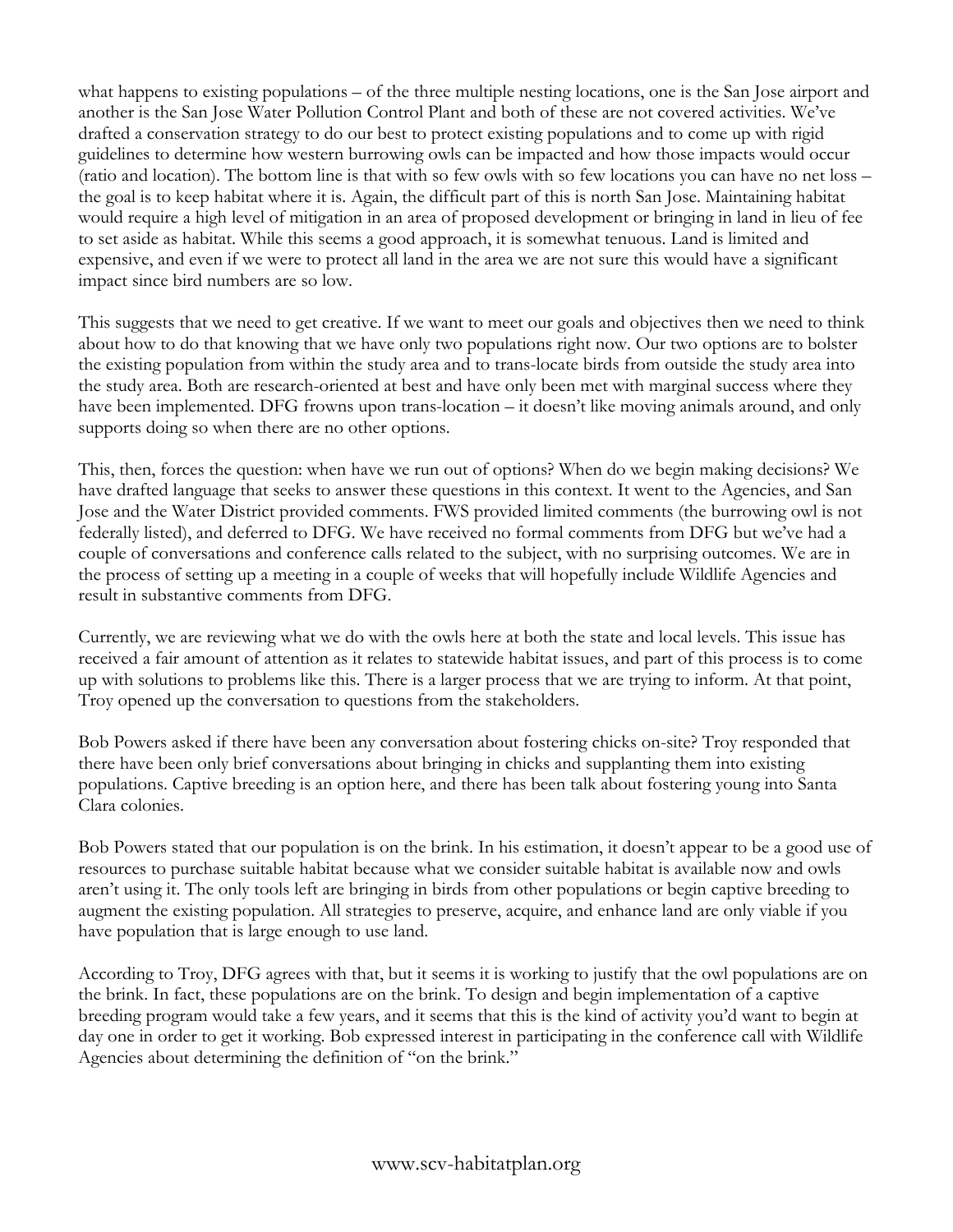what happens to existing populations – of the three multiple nesting locations, one is the San Jose airport and another is the San Jose Water Pollution Control Plant and both of these are not covered activities. We've drafted a conservation strategy to do our best to protect existing populations and to come up with rigid guidelines to determine how western burrowing owls can be impacted and how those impacts would occur (ratio and location). The bottom line is that with so few owls with so few locations you can have no net loss – the goal is to keep habitat where it is. Again, the difficult part of this is north San Jose. Maintaining habitat would require a high level of mitigation in an area of proposed development or bringing in land in lieu of fee to set aside as habitat. While this seems a good approach, it is somewhat tenuous. Land is limited and expensive, and even if we were to protect all land in the area we are not sure this would have a significant impact since bird numbers are so low.

This suggests that we need to get creative. If we want to meet our goals and objectives then we need to think about how to do that knowing that we have only two populations right now. Our two options are to bolster the existing population from within the study area and to trans-locate birds from outside the study area into the study area. Both are research-oriented at best and have only been met with marginal success where they have been implemented. DFG frowns upon trans-location – it doesn't like moving animals around, and only supports doing so when there are no other options.

This, then, forces the question: when have we run out of options? When do we begin making decisions? We have drafted language that seeks to answer these questions in this context. It went to the Agencies, and San Jose and the Water District provided comments. FWS provided limited comments (the burrowing owl is not federally listed), and deferred to DFG. We have received no formal comments from DFG but we've had a couple of conversations and conference calls related to the subject, with no surprising outcomes. We are in the process of setting up a meeting in a couple of weeks that will hopefully include Wildlife Agencies and result in substantive comments from DFG.

Currently, we are reviewing what we do with the owls here at both the state and local levels. This issue has received a fair amount of attention as it relates to statewide habitat issues, and part of this process is to come up with solutions to problems like this. There is a larger process that we are trying to inform. At that point, Troy opened up the conversation to questions from the stakeholders.

Bob Powers asked if there have been any conversation about fostering chicks on-site? Troy responded that there have been only brief conversations about bringing in chicks and supplanting them into existing populations. Captive breeding is an option here, and there has been talk about fostering young into Santa Clara colonies.

Bob Powers stated that our population is on the brink. In his estimation, it doesn't appear to be a good use of resources to purchase suitable habitat because what we consider suitable habitat is available now and owls aren't using it. The only tools left are bringing in birds from other populations or begin captive breeding to augment the existing population. All strategies to preserve, acquire, and enhance land are only viable if you have population that is large enough to use land.

According to Troy, DFG agrees with that, but it seems it is working to justify that the owl populations are on the brink. In fact, these populations are on the brink. To design and begin implementation of a captive breeding program would take a few years, and it seems that this is the kind of activity you'd want to begin at day one in order to get it working. Bob expressed interest in participating in the conference call with Wildlife Agencies about determining the definition of "on the brink."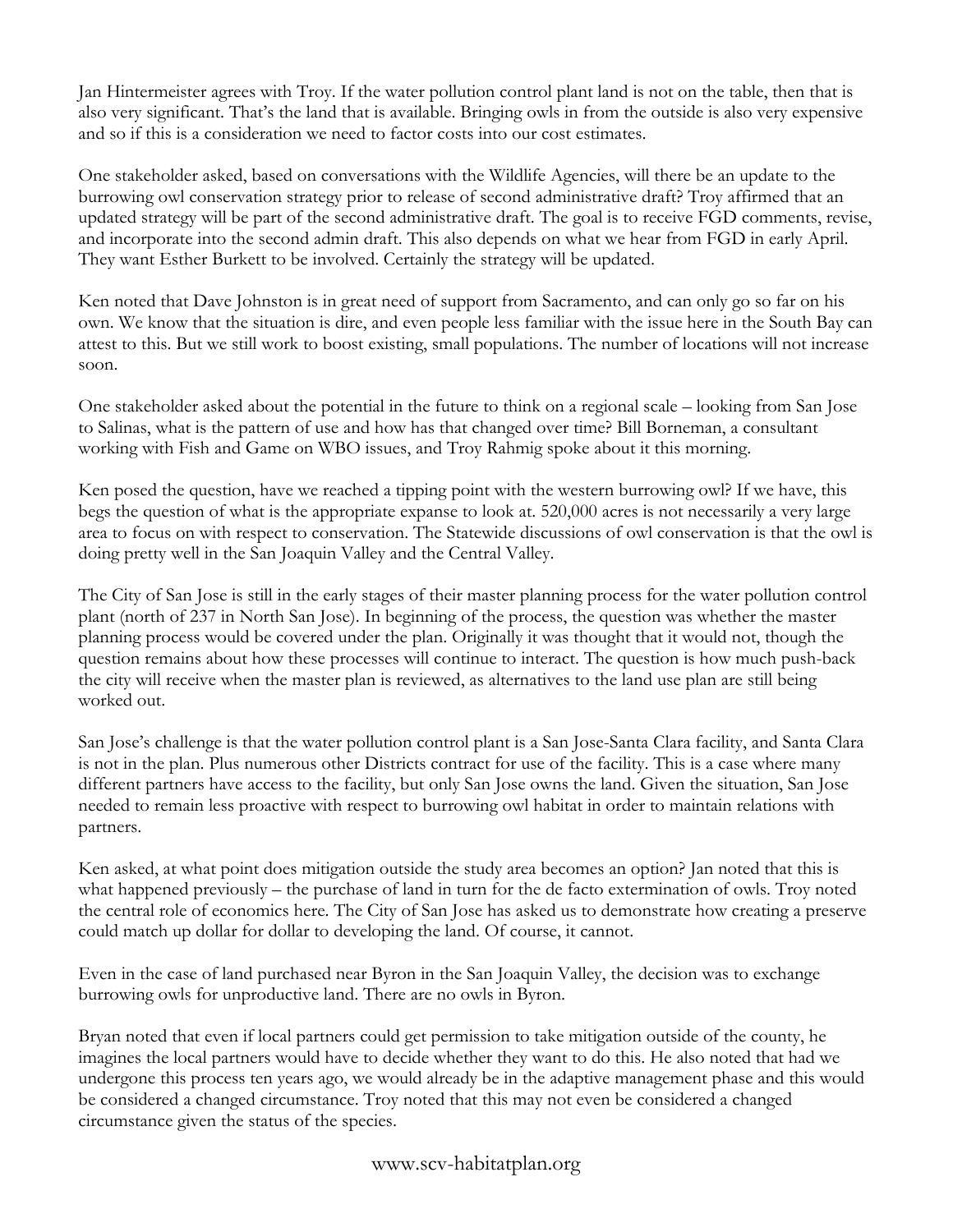Jan Hintermeister agrees with Troy. If the water pollution control plant land is not on the table, then that is also very significant. That's the land that is available. Bringing owls in from the outside is also very expensive and so if this is a consideration we need to factor costs into our cost estimates.

One stakeholder asked, based on conversations with the Wildlife Agencies, will there be an update to the burrowing owl conservation strategy prior to release of second administrative draft? Troy affirmed that an updated strategy will be part of the second administrative draft. The goal is to receive FGD comments, revise, and incorporate into the second admin draft. This also depends on what we hear from FGD in early April. They want Esther Burkett to be involved. Certainly the strategy will be updated.

Ken noted that Dave Johnston is in great need of support from Sacramento, and can only go so far on his own. We know that the situation is dire, and even people less familiar with the issue here in the South Bay can attest to this. But we still work to boost existing, small populations. The number of locations will not increase soon.

One stakeholder asked about the potential in the future to think on a regional scale – looking from San Jose to Salinas, what is the pattern of use and how has that changed over time? Bill Borneman, a consultant working with Fish and Game on WBO issues, and Troy Rahmig spoke about it this morning.

Ken posed the question, have we reached a tipping point with the western burrowing owl? If we have, this begs the question of what is the appropriate expanse to look at. 520,000 acres is not necessarily a very large area to focus on with respect to conservation. The Statewide discussions of owl conservation is that the owl is doing pretty well in the San Joaquin Valley and the Central Valley.

The City of San Jose is still in the early stages of their master planning process for the water pollution control plant (north of 237 in North San Jose). In beginning of the process, the question was whether the master planning process would be covered under the plan. Originally it was thought that it would not, though the question remains about how these processes will continue to interact. The question is how much push-back the city will receive when the master plan is reviewed, as alternatives to the land use plan are still being worked out.

San Jose's challenge is that the water pollution control plant is a San Jose-Santa Clara facility, and Santa Clara is not in the plan. Plus numerous other Districts contract for use of the facility. This is a case where many different partners have access to the facility, but only San Jose owns the land. Given the situation, San Jose needed to remain less proactive with respect to burrowing owl habitat in order to maintain relations with partners.

Ken asked, at what point does mitigation outside the study area becomes an option? Jan noted that this is what happened previously – the purchase of land in turn for the de facto extermination of owls. Troy noted the central role of economics here. The City of San Jose has asked us to demonstrate how creating a preserve could match up dollar for dollar to developing the land. Of course, it cannot.

Even in the case of land purchased near Byron in the San Joaquin Valley, the decision was to exchange burrowing owls for unproductive land. There are no owls in Byron.

Bryan noted that even if local partners could get permission to take mitigation outside of the county, he imagines the local partners would have to decide whether they want to do this. He also noted that had we undergone this process ten years ago, we would already be in the adaptive management phase and this would be considered a changed circumstance. Troy noted that this may not even be considered a changed circumstance given the status of the species.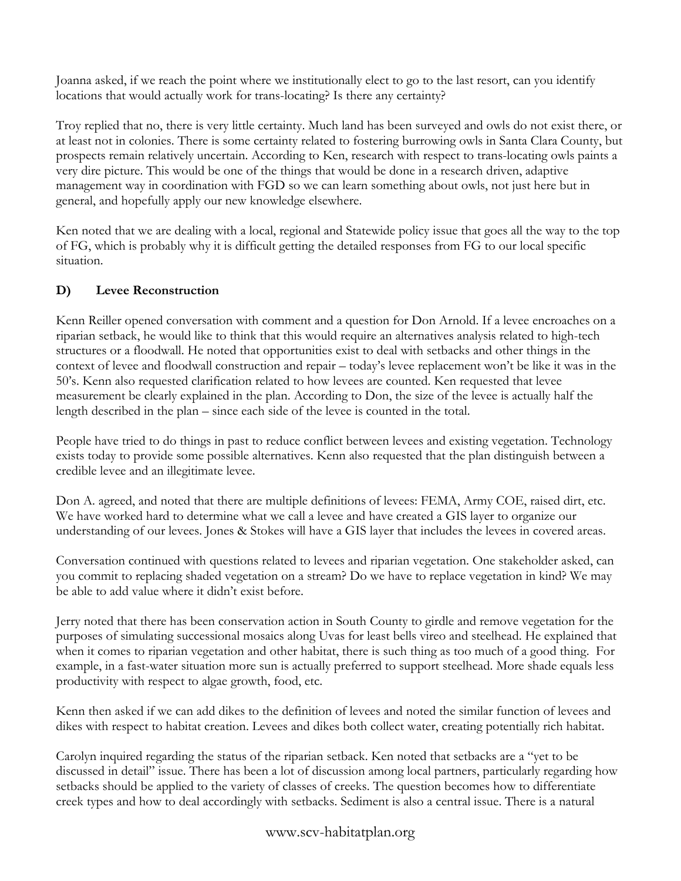Joanna asked, if we reach the point where we institutionally elect to go to the last resort, can you identify locations that would actually work for trans-locating? Is there any certainty?

Troy replied that no, there is very little certainty. Much land has been surveyed and owls do not exist there, or at least not in colonies. There is some certainty related to fostering burrowing owls in Santa Clara County, but prospects remain relatively uncertain. According to Ken, research with respect to trans-locating owls paints a very dire picture. This would be one of the things that would be done in a research driven, adaptive management way in coordination with FGD so we can learn something about owls, not just here but in general, and hopefully apply our new knowledge elsewhere.

Ken noted that we are dealing with a local, regional and Statewide policy issue that goes all the way to the top of FG, which is probably why it is difficult getting the detailed responses from FG to our local specific situation.

### D) Levee Reconstruction

Kenn Reiller opened conversation with comment and a question for Don Arnold. If a levee encroaches on a riparian setback, he would like to think that this would require an alternatives analysis related to high-tech structures or a floodwall. He noted that opportunities exist to deal with setbacks and other things in the context of levee and floodwall construction and repair – today's levee replacement won't be like it was in the 50's. Kenn also requested clarification related to how levees are counted. Ken requested that levee measurement be clearly explained in the plan. According to Don, the size of the levee is actually half the length described in the plan – since each side of the levee is counted in the total.

People have tried to do things in past to reduce conflict between levees and existing vegetation. Technology exists today to provide some possible alternatives. Kenn also requested that the plan distinguish between a credible levee and an illegitimate levee.

Don A. agreed, and noted that there are multiple definitions of levees: FEMA, Army COE, raised dirt, etc. We have worked hard to determine what we call a levee and have created a GIS layer to organize our understanding of our levees. Jones & Stokes will have a GIS layer that includes the levees in covered areas.

Conversation continued with questions related to levees and riparian vegetation. One stakeholder asked, can you commit to replacing shaded vegetation on a stream? Do we have to replace vegetation in kind? We may be able to add value where it didn't exist before.

Jerry noted that there has been conservation action in South County to girdle and remove vegetation for the purposes of simulating successional mosaics along Uvas for least bells vireo and steelhead. He explained that when it comes to riparian vegetation and other habitat, there is such thing as too much of a good thing. For example, in a fast-water situation more sun is actually preferred to support steelhead. More shade equals less productivity with respect to algae growth, food, etc.

Kenn then asked if we can add dikes to the definition of levees and noted the similar function of levees and dikes with respect to habitat creation. Levees and dikes both collect water, creating potentially rich habitat.

Carolyn inquired regarding the status of the riparian setback. Ken noted that setbacks are a "yet to be discussed in detail" issue. There has been a lot of discussion among local partners, particularly regarding how setbacks should be applied to the variety of classes of creeks. The question becomes how to differentiate creek types and how to deal accordingly with setbacks. Sediment is also a central issue. There is a natural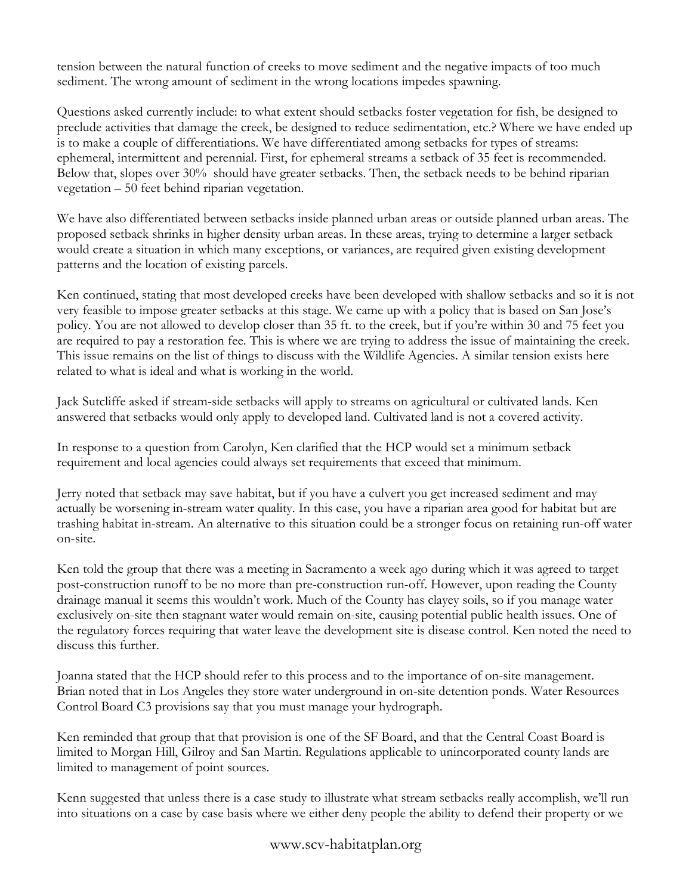tension between the natural function of creeks to move sediment and the negative impacts of too much sediment. The wrong amount of sediment in the wrong locations impedes spawning.

Questions asked currently include: to what extent should setbacks foster vegetation for fish, be designed to preclude activities that damage the creek, be designed to reduce sedimentation, etc.? Where we have ended up is to make a couple of differentiations. We have differentiated among setbacks for types of streams: ephemeral, intermittent and perennial. First, for ephemeral streams a setback of 35 feet is recommended. Below that, slopes over 30% should have greater setbacks. Then, the setback needs to be behind riparian vegetation – 50 feet behind riparian vegetation.

We have also differentiated between setbacks inside planned urban areas or outside planned urban areas. The proposed setback shrinks in higher density urban areas. In these areas, trying to determine a larger setback would create a situation in which many exceptions, or variances, are required given existing development patterns and the location of existing parcels.

Ken continued, stating that most developed creeks have been developed with shallow setbacks and so it is not very feasible to impose greater setbacks at this stage. We came up with a policy that is based on San Jose's policy. You are not allowed to develop closer than 35 ft. to the creek, but if you're within 30 and 75 feet you are required to pay a restoration fee. This is where we are trying to address the issue of maintaining the creek. This issue remains on the list of things to discuss with the Wildlife Agencies. A similar tension exists here related to what is ideal and what is working in the world.

Jack Sutcliffe asked if stream-side setbacks will apply to streams on agricultural or cultivated lands. Ken answered that setbacks would only apply to developed land. Cultivated land is not a covered activity.

In response to a question from Carolyn, Ken clarified that the HCP would set a minimum setback requirement and local agencies could always set requirements that exceed that minimum.

Jerry noted that setback may save habitat, but if you have a culvert you get increased sediment and may actually be worsening in-stream water quality. In this case, you have a riparian area good for habitat but are trashing habitat in-stream. An alternative to this situation could be a stronger focus on retaining run-off water on-site.

Ken told the group that there was a meeting in Sacramento a week ago during which it was agreed to target post-construction runoff to be no more than pre-construction run-off. However, upon reading the County drainage manual it seems this wouldn't work. Much of the County has clayey soils, so if you manage water exclusively on-site then stagnant water would remain on-site, causing potential public health issues. One of the regulatory forces requiring that water leave the development site is disease control. Ken noted the need to discuss this further.

Joanna stated that the HCP should refer to this process and to the importance of on-site management. Brian noted that in Los Angeles they store water underground in on-site detention ponds. Water Resources Control Board C3 provisions say that you must manage your hydrograph.

Ken reminded that group that that provision is one of the SF Board, and that the Central Coast Board is limited to Morgan Hill, Gilroy and San Martin. Regulations applicable to unincorporated county lands are limited to management of point sources.

Kenn suggested that unless there is a case study to illustrate what stream setbacks really accomplish, we'll run into situations on a case by case basis where we either deny people the ability to defend their property or we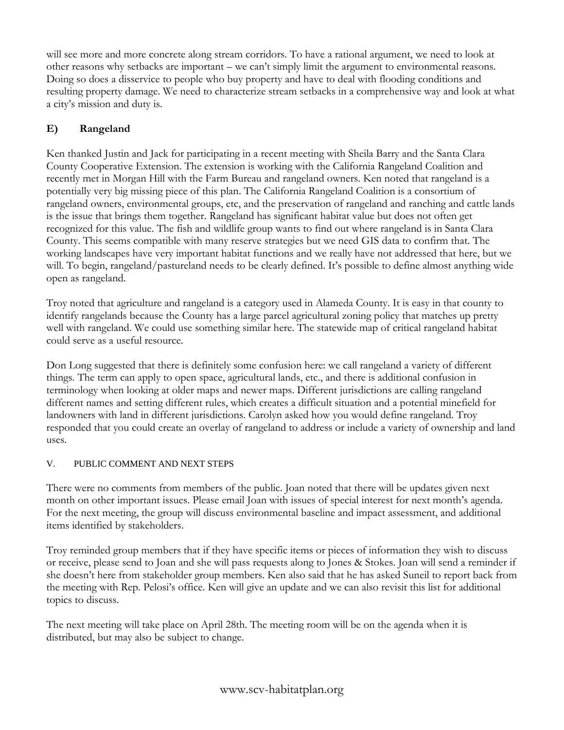will see more and more concrete along stream corridors. To have a rational argument, we need to look at other reasons why setbacks are important – we can't simply limit the argument to environmental reasons. Doing so does a disservice to people who buy property and have to deal with flooding conditions and resulting property damage. We need to characterize stream setbacks in a comprehensive way and look at what a city's mission and duty is.

### E) Rangeland

Ken thanked Justin and Jack for participating in a recent meeting with Sheila Barry and the Santa Clara County Cooperative Extension. The extension is working with the California Rangeland Coalition and recently met in Morgan Hill with the Farm Bureau and rangeland owners. Ken noted that rangeland is a potentially very big missing piece of this plan. The California Rangeland Coalition is a consortium of rangeland owners, environmental groups, etc, and the preservation of rangeland and ranching and cattle lands is the issue that brings them together. Rangeland has significant habitat value but does not often get recognized for this value. The fish and wildlife group wants to find out where rangeland is in Santa Clara County. This seems compatible with many reserve strategies but we need GIS data to confirm that. The working landscapes have very important habitat functions and we really have not addressed that here, but we will. To begin, rangeland/pastureland needs to be clearly defined. It's possible to define almost anything wide open as rangeland.

Troy noted that agriculture and rangeland is a category used in Alameda County. It is easy in that county to identify rangelands because the County has a large parcel agricultural zoning policy that matches up pretty well with rangeland. We could use something similar here. The statewide map of critical rangeland habitat could serve as a useful resource.

Don Long suggested that there is definitely some confusion here: we call rangeland a variety of different things. The term can apply to open space, agricultural lands, etc., and there is additional confusion in terminology when looking at older maps and newer maps. Different jurisdictions are calling rangeland different names and setting different rules, which creates a difficult situation and a potential minefield for landowners with land in different jurisdictions. Carolyn asked how you would define rangeland. Troy responded that you could create an overlay of rangeland to address or include a variety of ownership and land uses.

## V. PUBLIC COMMENT AND NEXT STEPS

There were no comments from members of the public. Joan noted that there will be updates given next month on other important issues. Please email Joan with issues of special interest for next month's agenda. For the next meeting, the group will discuss environmental baseline and impact assessment, and additional items identified by stakeholders.

Troy reminded group members that if they have specific items or pieces of information they wish to discuss or receive, please send to Joan and she will pass requests along to Jones & Stokes. Joan will send a reminder if she doesn't here from stakeholder group members. Ken also said that he has asked Suneil to report back from the meeting with Rep. Pelosi's office. Ken will give an update and we can also revisit this list for additional topics to discuss.

The next meeting will take place on April 28th. The meeting room will be on the agenda when it is distributed, but may also be subject to change.

www.scv-habitatplan.org